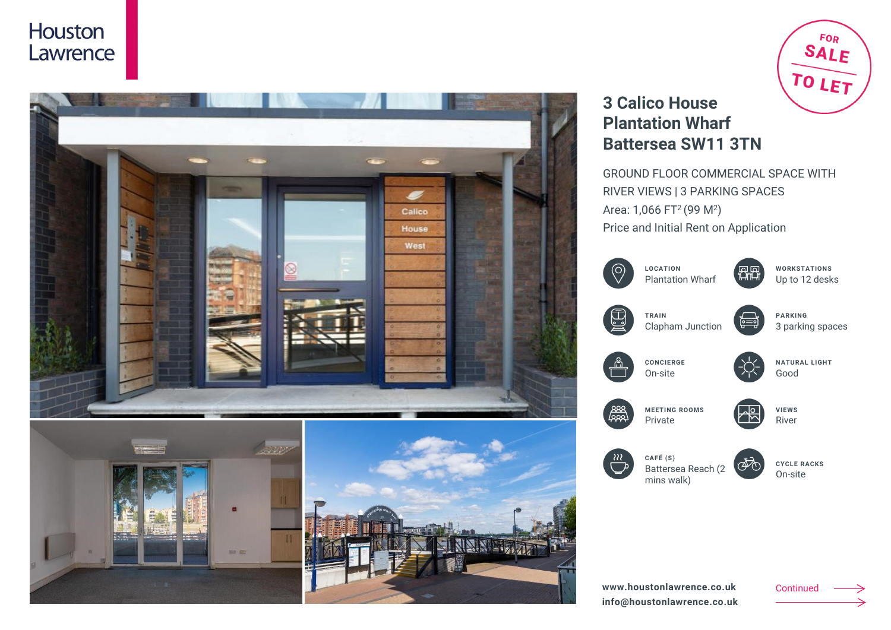Houston Lawrence

FOR SALE / TO LET

# 3 Calico House Plantation Wharf Battersea SW11 3TN

GROUND FLOOR COMMERCIAL SPACE WITH RIVER VIEWS | 3 PARKING SPACES

Area: 1,066 FT$^2$ (99 M$^2$)

Price and Initial Rent on Application

| | |
|---|---|
| **LOCATION** Plantation Wharf | **WORKSTATIONS** Up to 12 desks |
| **TRAIN** Clapham Junction | **PARKING** 3 parking spaces |
| **CONCIERGE** On-site | **NATURAL LIGHT** Good |
| **MEETING ROOMS** Private | **VIEWS** River |
| **CAFÉ (S)** Battersea Reach (2 mins walk) | **CYCLE RACKS** On-site |

**www.houstonlawrence.co.uk**

**info@houstonlawrence.co.uk**

Continued →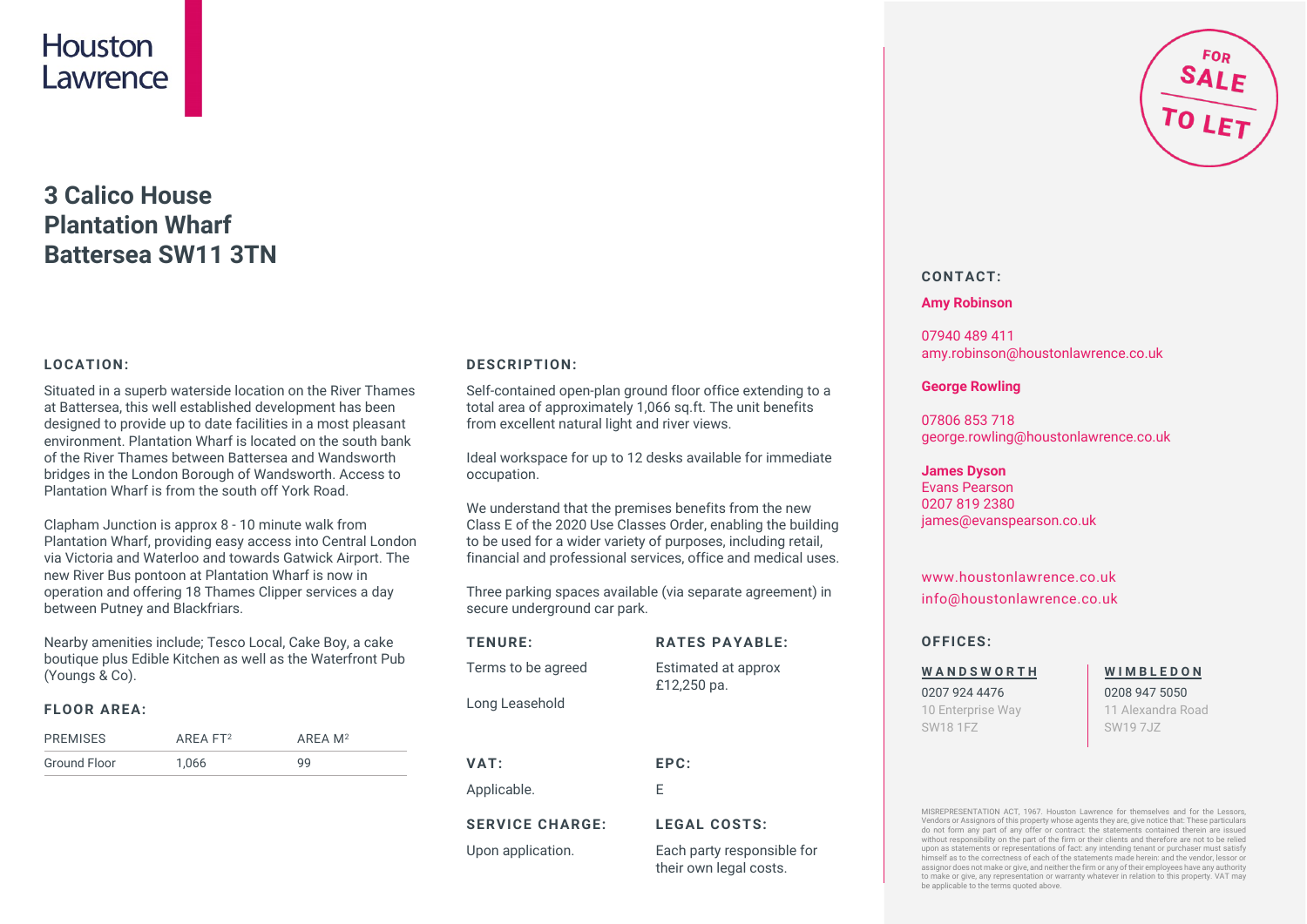Houston Lawrence

FOR SALE TO LET

# 3 Calico House
# Plantation Wharf
# Battersea SW11 3TN

## LOCATION:

Situated in a superb waterside location on the River Thames at Battersea, this well established development has been designed to provide up to date facilities in a most pleasant environment. Plantation Wharf is located on the south bank of the River Thames between Battersea and Wandsworth bridges in the London Borough of Wandsworth. Access to Plantation Wharf is from the south off York Road.

Clapham Junction is approx 8 - 10 minute walk from Plantation Wharf, providing easy access into Central London via Victoria and Waterloo and towards Gatwick Airport. The new River Bus pontoon at Plantation Wharf is now in operation and offering 18 Thames Clipper services a day between Putney and Blackfriars.

Nearby amenities include; Tesco Local, Cake Boy, a cake boutique plus Edible Kitchen as well as the Waterfront Pub (Youngs & Co).

## FLOOR AREA:

| PREMISES | AREA FT² | AREA M² |
|---|---|---|
| Ground Floor | 1,066 | 99 |

## DESCRIPTION:

Self-contained open-plan ground floor office extending to a total area of approximately 1,066 sq.ft. The unit benefits from excellent natural light and river views.

Ideal workspace for up to 12 desks available for immediate occupation.

We understand that the premises benefits from the new Class E of the 2020 Use Classes Order, enabling the building to be used for a wider variety of purposes, including retail, financial and professional services, office and medical uses.

Three parking spaces available (via separate agreement) in secure underground car park.

## TENURE:

Terms to be agreed

Long Leasehold

## RATES PAYABLE:

Estimated at approx £12,250 pa.

## VAT:

Applicable.

## EPC:

E

## SERVICE CHARGE:

Upon application.

## LEGAL COSTS:

Each party responsible for their own legal costs.

## CONTACT:

**Amy Robinson**

07940 489 411
amy.robinson@houstonlawrence.co.uk

**George Rowling**

07806 853 718
george.rowling@houstonlawrence.co.uk

**James Dyson**
Evans Pearson
0207 819 2380
james@evanspearson.co.uk

www.houstonlawrence.co.uk
info@houstonlawrence.co.uk

## OFFICES:

**WANDSWORTH**
0207 924 4476
10 Enterprise Way
SW18 1FZ

**WIMBLEDON**
0208 947 5050
11 Alexandra Road
SW19 7JZ

MISREPRESENTATION ACT, 1967. Houston Lawrence for themselves and for the Lessors, Vendors or Assignors of this property whose agents they are, give notice that: These particulars do not form any part of any offer or contract: the statements contained therein are issued without responsibility on the part of the firm or their clients and therefore are not to be relied upon as statements or representations of fact: any intending tenant or purchaser must satisfy himself as to the correctness of each of the statements made herein: and the vendor, lessor or assignor does not make or give, and neither the firm or any of their employees have any authority to make or give, any representation or warranty whatever in relation to this property. VAT may be applicable to the terms quoted above.